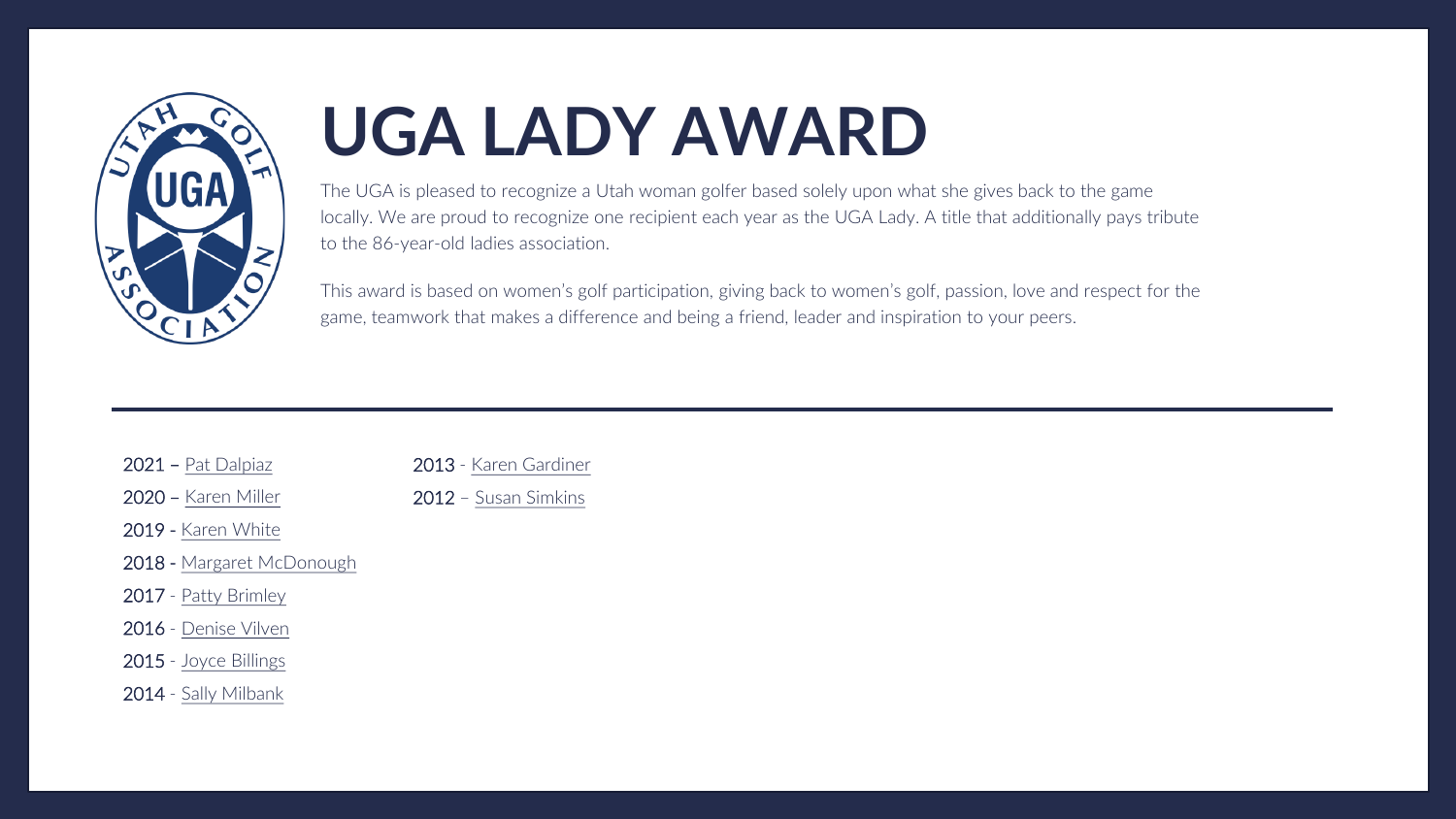# UGA LADY AWARD

The UGA is pleased to recognize a Utah woman golfer based solely upon what she gives back to the game locally. We are proud to recognize one recipient each year as the UGA Lady. A title that additionally pays tribute to the 86-year-old ladies association.

This award is based on women's golf participation, giving back to women's golf, passion, love and respect for the game, teamwork that makes a difference and being a friend, leader and inspiration to your peers.

---

2021 – Pat Dalpiaz

2020 – Karen Miller

2019 - Karen White

2018 - Margaret McDonough

2017 - Patty Brimley

2016 - Denise Vilven

2015 - Joyce Billings

2014 - Sally Milbank

2013 - Karen Gardiner

2012 – Susan Simkins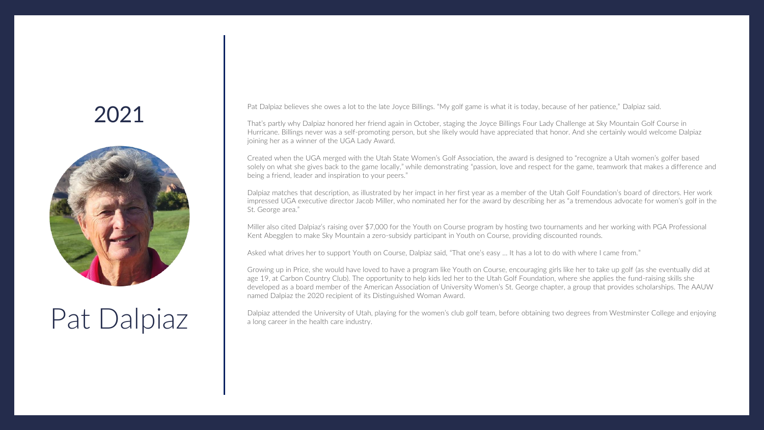## 2021

# Pat Dalpiaz

Pat Dalpiaz believes she owes a lot to the late Joyce Billings. "My golf game is what it is today, because of her patience," Dalpiaz said.

That's partly why Dalpiaz honored her friend again in October, staging the Joyce Billings Four Lady Challenge at Sky Mountain Golf Course in Hurricane. Billings never was a self-promoting person, but she likely would have appreciated that honor. And she certainly would welcome Dalpiaz joining her as a winner of the UGA Lady Award.

Created when the UGA merged with the Utah State Women's Golf Association, the award is designed to "recognize a Utah women's golfer based solely on what she gives back to the game locally," while demonstrating "passion, love and respect for the game, teamwork that makes a difference and being a friend, leader and inspiration to your peers."

Dalpiaz matches that description, as illustrated by her impact in her first year as a member of the Utah Golf Foundation's board of directors. Her work impressed UGA executive director Jacob Miller, who nominated her for the award by describing her as "a tremendous advocate for women's golf in the St. George area."

Miller also cited Dalpiaz's raising over $7,000 for the Youth on Course program by hosting two tournaments and her working with PGA Professional Kent Abegglen to make Sky Mountain a zero-subsidy participant in Youth on Course, providing discounted rounds.

Asked what drives her to support Youth on Course, Dalpiaz said, "That one's easy … It has a lot to do with where I came from."

Growing up in Price, she would have loved to have a program like Youth on Course, encouraging girls like her to take up golf (as she eventually did at age 19, at Carbon Country Club). The opportunity to help kids led her to the Utah Golf Foundation, where she applies the fund-raising skills she developed as a board member of the American Association of University Women's St. George chapter, a group that provides scholarships. The AAUW named Dalpiaz the 2020 recipient of its Distinguished Woman Award.

Dalpiaz attended the University of Utah, playing for the women's club golf team, before obtaining two degrees from Westminster College and enjoying a long career in the health care industry.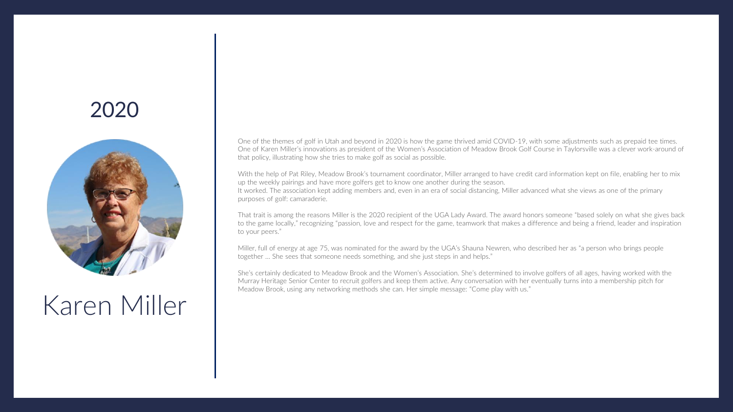## 2020

# Karen Miller

One of the themes of golf in Utah and beyond in 2020 is how the game thrived amid COVID-19, with some adjustments such as prepaid tee times. One of Karen Miller's innovations as president of the Women's Association of Meadow Brook Golf Course in Taylorsville was a clever work-around of that policy, illustrating how she tries to make golf as social as possible.

With the help of Pat Riley, Meadow Brook's tournament coordinator, Miller arranged to have credit card information kept on file, enabling her to mix up the weekly pairings and have more golfers get to know one another during the season.
It worked. The association kept adding members and, even in an era of social distancing, Miller advanced what she views as one of the primary purposes of golf: camaraderie.

That trait is among the reasons Miller is the 2020 recipient of the UGA Lady Award. The award honors someone "based solely on what she gives back to the game locally," recognizing "passion, love and respect for the game, teamwork that makes a difference and being a friend, leader and inspiration to your peers."

Miller, full of energy at age 75, was nominated for the award by the UGA's Shauna Newren, who described her as "a person who brings people together … She sees that someone needs something, and she just steps in and helps."

She's certainly dedicated to Meadow Brook and the Women's Association. She's determined to involve golfers of all ages, having worked with the Murray Heritage Senior Center to recruit golfers and keep them active. Any conversation with her eventually turns into a membership pitch for Meadow Brook, using any networking methods she can. Her simple message: "Come play with us."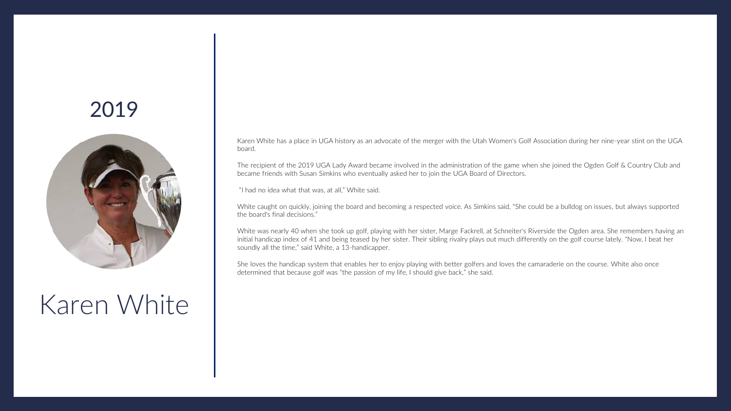## 2019

# Karen White

Karen White has a place in UGA history as an advocate of the merger with the Utah Women's Golf Association during her nine-year stint on the UGA board.

The recipient of the 2019 UGA Lady Award became involved in the administration of the game when she joined the Ogden Golf & Country Club and became friends with Susan Simkins who eventually asked her to join the UGA Board of Directors.

"I had no idea what that was, at all," White said.

White caught on quickly, joining the board and becoming a respected voice. As Simkins said, "She could be a bulldog on issues, but always supported the board's final decisions."

White was nearly 40 when she took up golf, playing with her sister, Marge Fackrell, at Schneiter's Riverside the Ogden area. She remembers having an initial handicap index of 41 and being teased by her sister. Their sibling rivalry plays out much differently on the golf course lately. "Now, I beat her soundly all the time," said White, a 13-handicapper.

She loves the handicap system that enables her to enjoy playing with better golfers and loves the camaraderie on the course. White also once determined that because golf was "the passion of my life, I should give back," she said.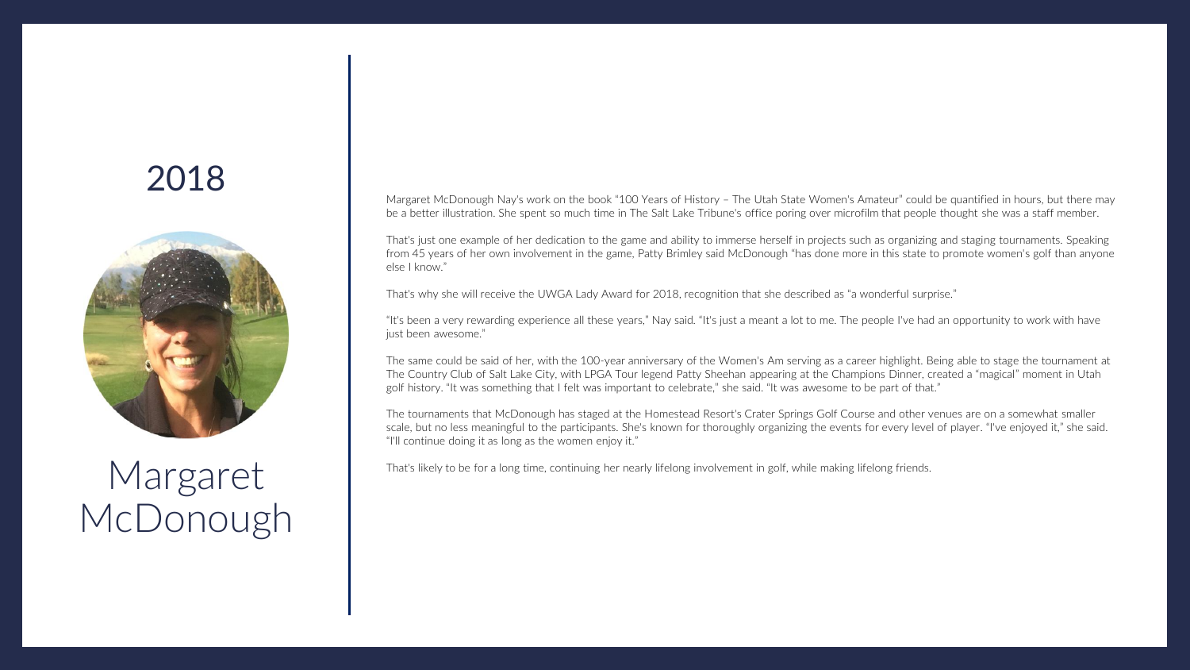## 2018

# Margaret McDonough

Margaret McDonough Nay's work on the book "100 Years of History – The Utah State Women's Amateur" could be quantified in hours, but there may be a better illustration. She spent so much time in The Salt Lake Tribune's office poring over microfilm that people thought she was a staff member.

That's just one example of her dedication to the game and ability to immerse herself in projects such as organizing and staging tournaments. Speaking from 45 years of her own involvement in the game, Patty Brimley said McDonough "has done more in this state to promote women's golf than anyone else I know."

That's why she will receive the UWGA Lady Award for 2018, recognition that she described as "a wonderful surprise."

"It's been a very rewarding experience all these years," Nay said. "It's just a meant a lot to me. The people I've had an opportunity to work with have just been awesome."

The same could be said of her, with the 100-year anniversary of the Women's Am serving as a career highlight. Being able to stage the tournament at The Country Club of Salt Lake City, with LPGA Tour legend Patty Sheehan appearing at the Champions Dinner, created a "magical" moment in Utah golf history. "It was something that I felt was important to celebrate," she said. "It was awesome to be part of that."

The tournaments that McDonough has staged at the Homestead Resort's Crater Springs Golf Course and other venues are on a somewhat smaller scale, but no less meaningful to the participants. She's known for thoroughly organizing the events for every level of player. "I've enjoyed it," she said. "I'll continue doing it as long as the women enjoy it."

That's likely to be for a long time, continuing her nearly lifelong involvement in golf, while making lifelong friends.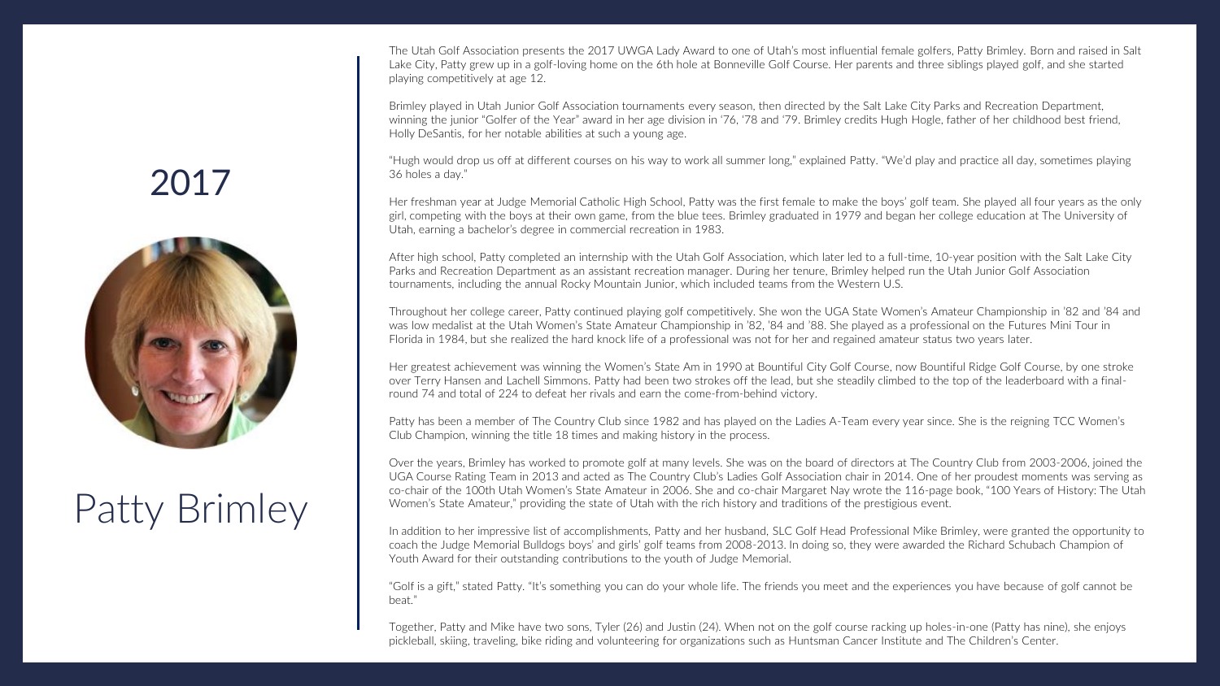# 2017

# Patty Brimley

The Utah Golf Association presents the 2017 UWGA Lady Award to one of Utah's most influential female golfers, Patty Brimley. Born and raised in Salt Lake City, Patty grew up in a golf-loving home on the 6th hole at Bonneville Golf Course. Her parents and three siblings played golf, and she started playing competitively at age 12.

Brimley played in Utah Junior Golf Association tournaments every season, then directed by the Salt Lake City Parks and Recreation Department, winning the junior "Golfer of the Year" award in her age division in '76, '78 and '79. Brimley credits Hugh Hogle, father of her childhood best friend, Holly DeSantis, for her notable abilities at such a young age.

"Hugh would drop us off at different courses on his way to work all summer long," explained Patty. "We'd play and practice all day, sometimes playing 36 holes a day."

Her freshman year at Judge Memorial Catholic High School, Patty was the first female to make the boys' golf team. She played all four years as the only girl, competing with the boys at their own game, from the blue tees. Brimley graduated in 1979 and began her college education at The University of Utah, earning a bachelor's degree in commercial recreation in 1983.

After high school, Patty completed an internship with the Utah Golf Association, which later led to a full-time, 10-year position with the Salt Lake City Parks and Recreation Department as an assistant recreation manager. During her tenure, Brimley helped run the Utah Junior Golf Association tournaments, including the annual Rocky Mountain Junior, which included teams from the Western U.S.

Throughout her college career, Patty continued playing golf competitively. She won the UGA State Women's Amateur Championship in '82 and '84 and was low medalist at the Utah Women's State Amateur Championship in '82, '84 and '88. She played as a professional on the Futures Mini Tour in Florida in 1984, but she realized the hard knock life of a professional was not for her and regained amateur status two years later.

Her greatest achievement was winning the Women's State Am in 1990 at Bountiful City Golf Course, now Bountiful Ridge Golf Course, by one stroke over Terry Hansen and Lachell Simmons. Patty had been two strokes off the lead, but she steadily climbed to the top of the leaderboard with a final-round 74 and total of 224 to defeat her rivals and earn the come-from-behind victory.

Patty has been a member of The Country Club since 1982 and has played on the Ladies A-Team every year since. She is the reigning TCC Women's Club Champion, winning the title 18 times and making history in the process.

Over the years, Brimley has worked to promote golf at many levels. She was on the board of directors at The Country Club from 2003-2006, joined the UGA Course Rating Team in 2013 and acted as The Country Club's Ladies Golf Association chair in 2014. One of her proudest moments was serving as co-chair of the 100th Utah Women's State Amateur in 2006. She and co-chair Margaret Nay wrote the 116-page book, "100 Years of History: The Utah Women's State Amateur," providing the state of Utah with the rich history and traditions of the prestigious event.

In addition to her impressive list of accomplishments, Patty and her husband, SLC Golf Head Professional Mike Brimley, were granted the opportunity to coach the Judge Memorial Bulldogs boys' and girls' golf teams from 2008-2013. In doing so, they were awarded the Richard Schubach Champion of Youth Award for their outstanding contributions to the youth of Judge Memorial.

"Golf is a gift," stated Patty. "It's something you can do your whole life. The friends you meet and the experiences you have because of golf cannot be beat."

Together, Patty and Mike have two sons, Tyler (26) and Justin (24). When not on the golf course racking up holes-in-one (Patty has nine), she enjoys pickleball, skiing, traveling, bike riding and volunteering for organizations such as Huntsman Cancer Institute and The Children's Center.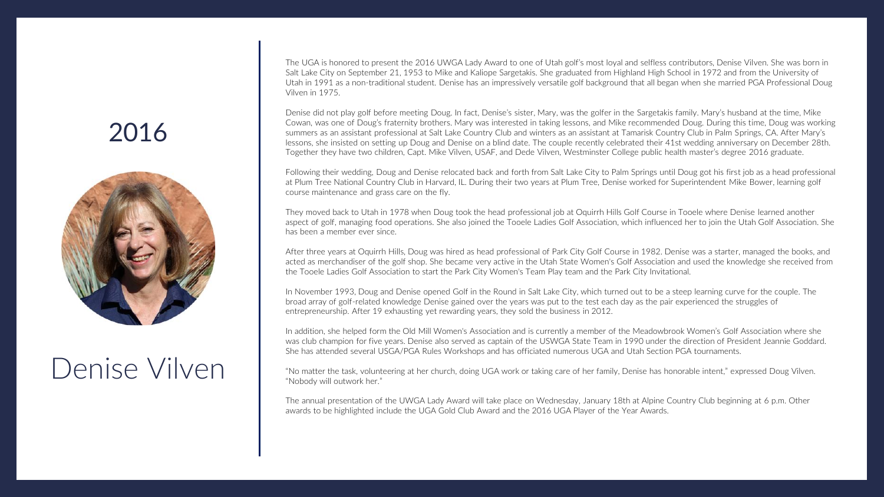# 2016

# Denise Vilven

The UGA is honored to present the 2016 UWGA Lady Award to one of Utah golf's most loyal and selfless contributors, Denise Vilven. She was born in Salt Lake City on September 21, 1953 to Mike and Kaliope Sargetakis. She graduated from Highland High School in 1972 and from the University of Utah in 1991 as a non-traditional student. Denise has an impressively versatile golf background that all began when she married PGA Professional Doug Vilven in 1975.

Denise did not play golf before meeting Doug. In fact, Denise's sister, Mary, was the golfer in the Sargetakis family. Mary's husband at the time, Mike Cowan, was one of Doug's fraternity brothers. Mary was interested in taking lessons, and Mike recommended Doug. During this time, Doug was working summers as an assistant professional at Salt Lake Country Club and winters as an assistant at Tamarisk Country Club in Palm Springs, CA. After Mary's lessons, she insisted on setting up Doug and Denise on a blind date. The couple recently celebrated their 41st wedding anniversary on December 28th. Together they have two children, Capt. Mike Vilven, USAF, and Dede Vilven, Westminster College public health master's degree 2016 graduate.

Following their wedding, Doug and Denise relocated back and forth from Salt Lake City to Palm Springs until Doug got his first job as a head professional at Plum Tree National Country Club in Harvard, IL. During their two years at Plum Tree, Denise worked for Superintendent Mike Bower, learning golf course maintenance and grass care on the fly.

They moved back to Utah in 1978 when Doug took the head professional job at Oquirrh Hills Golf Course in Tooele where Denise learned another aspect of golf, managing food operations. She also joined the Tooele Ladies Golf Association, which influenced her to join the Utah Golf Association. She has been a member ever since.

After three years at Oquirrh Hills, Doug was hired as head professional of Park City Golf Course in 1982. Denise was a starter, managed the books, and acted as merchandiser of the golf shop. She became very active in the Utah State Women's Golf Association and used the knowledge she received from the Tooele Ladies Golf Association to start the Park City Women's Team Play team and the Park City Invitational.

In November 1993, Doug and Denise opened Golf in the Round in Salt Lake City, which turned out to be a steep learning curve for the couple. The broad array of golf-related knowledge Denise gained over the years was put to the test each day as the pair experienced the struggles of entrepreneurship. After 19 exhausting yet rewarding years, they sold the business in 2012.

In addition, she helped form the Old Mill Women's Association and is currently a member of the Meadowbrook Women's Golf Association where she was club champion for five years. Denise also served as captain of the USWGA State Team in 1990 under the direction of President Jeannie Goddard. She has attended several USGA/PGA Rules Workshops and has officiated numerous UGA and Utah Section PGA tournaments.

"No matter the task, volunteering at her church, doing UGA work or taking care of her family, Denise has honorable intent," expressed Doug Vilven. "Nobody will outwork her."

The annual presentation of the UWGA Lady Award will take place on Wednesday, January 18th at Alpine Country Club beginning at 6 p.m. Other awards to be highlighted include the UGA Gold Club Award and the 2016 UGA Player of the Year Awards.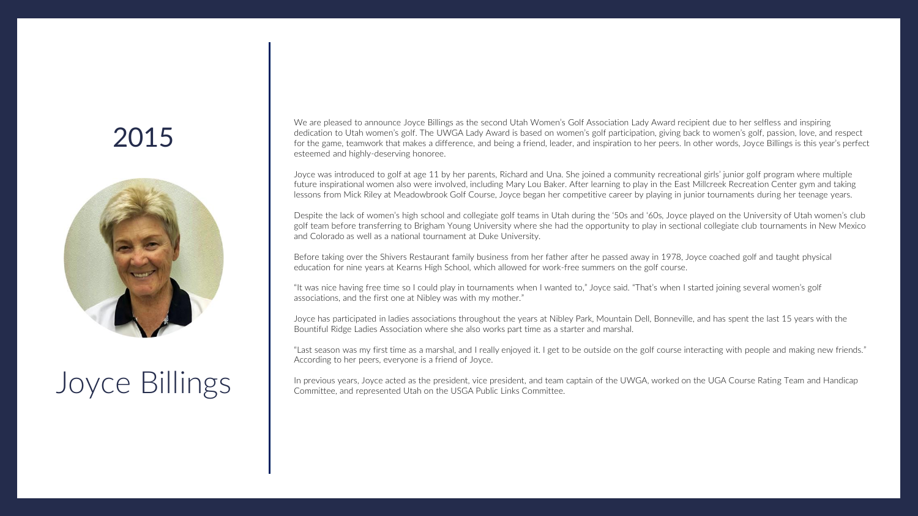# 2015

# Joyce Billings

We are pleased to announce Joyce Billings as the second Utah Women's Golf Association Lady Award recipient due to her selfless and inspiring dedication to Utah women's golf. The UWGA Lady Award is based on women's golf participation, giving back to women's golf, passion, love, and respect for the game, teamwork that makes a difference, and being a friend, leader, and inspiration to her peers. In other words, Joyce Billings is this year's perfect esteemed and highly-deserving honoree.

Joyce was introduced to golf at age 11 by her parents, Richard and Una. She joined a community recreational girls' junior golf program where multiple future inspirational women also were involved, including Mary Lou Baker. After learning to play in the East Millcreek Recreation Center gym and taking lessons from Mick Riley at Meadowbrook Golf Course, Joyce began her competitive career by playing in junior tournaments during her teenage years.

Despite the lack of women's high school and collegiate golf teams in Utah during the '50s and '60s, Joyce played on the University of Utah women's club golf team before transferring to Brigham Young University where she had the opportunity to play in sectional collegiate club tournaments in New Mexico and Colorado as well as a national tournament at Duke University.

Before taking over the Shivers Restaurant family business from her father after he passed away in 1978, Joyce coached golf and taught physical education for nine years at Kearns High School, which allowed for work-free summers on the golf course.

"It was nice having free time so I could play in tournaments when I wanted to," Joyce said. "That's when I started joining several women's golf associations, and the first one at Nibley was with my mother."

Joyce has participated in ladies associations throughout the years at Nibley Park, Mountain Dell, Bonneville, and has spent the last 15 years with the Bountiful Ridge Ladies Association where she also works part time as a starter and marshal.

"Last season was my first time as a marshal, and I really enjoyed it. I get to be outside on the golf course interacting with people and making new friends." According to her peers, everyone is a friend of Joyce.

In previous years, Joyce acted as the president, vice president, and team captain of the UWGA, worked on the UGA Course Rating Team and Handicap Committee, and represented Utah on the USGA Public Links Committee.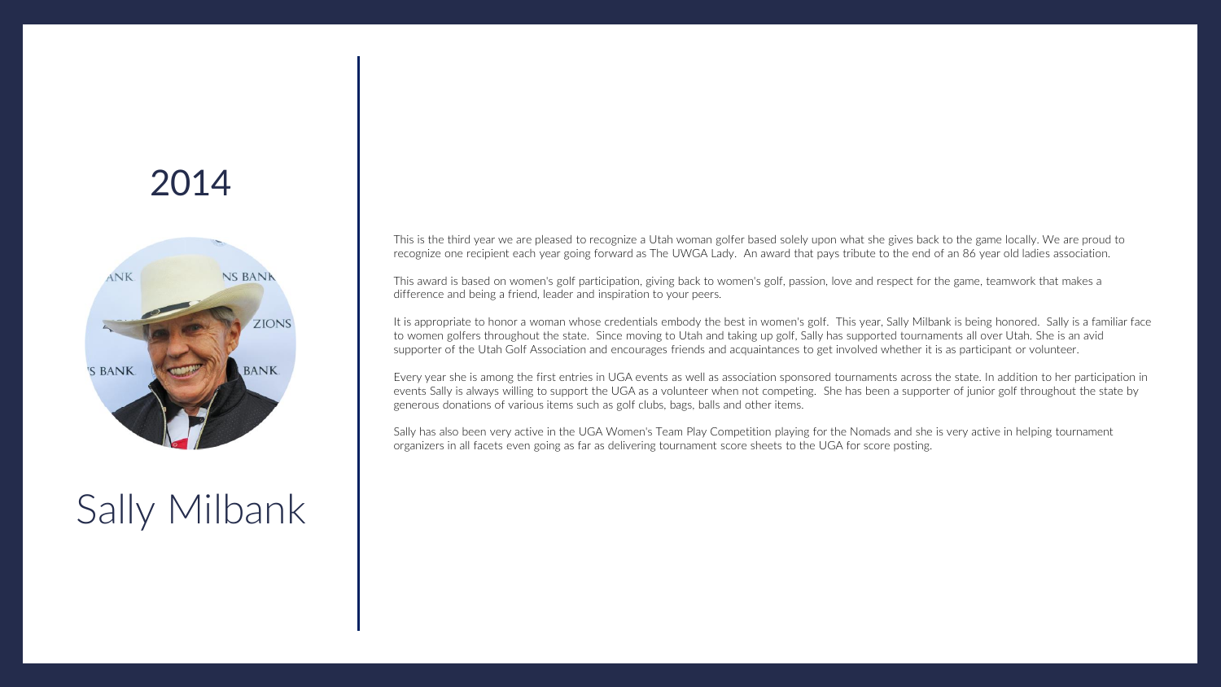# 2014

# Sally Milbank

This is the third year we are pleased to recognize a Utah woman golfer based solely upon what she gives back to the game locally. We are proud to recognize one recipient each year going forward as The UWGA Lady. An award that pays tribute to the end of an 86 year old ladies association.

This award is based on women's golf participation, giving back to women's golf, passion, love and respect for the game, teamwork that makes a difference and being a friend, leader and inspiration to your peers.

It is appropriate to honor a woman whose credentials embody the best in women's golf. This year, Sally Milbank is being honored. Sally is a familiar face to women golfers throughout the state. Since moving to Utah and taking up golf, Sally has supported tournaments all over Utah. She is an avid supporter of the Utah Golf Association and encourages friends and acquaintances to get involved whether it is as participant or volunteer.

Every year she is among the first entries in UGA events as well as association sponsored tournaments across the state. In addition to her participation in events Sally is always willing to support the UGA as a volunteer when not competing. She has been a supporter of junior golf throughout the state by generous donations of various items such as golf clubs, bags, balls and other items.

Sally has also been very active in the UGA Women's Team Play Competition playing for the Nomads and she is very active in helping tournament organizers in all facets even going as far as delivering tournament score sheets to the UGA for score posting.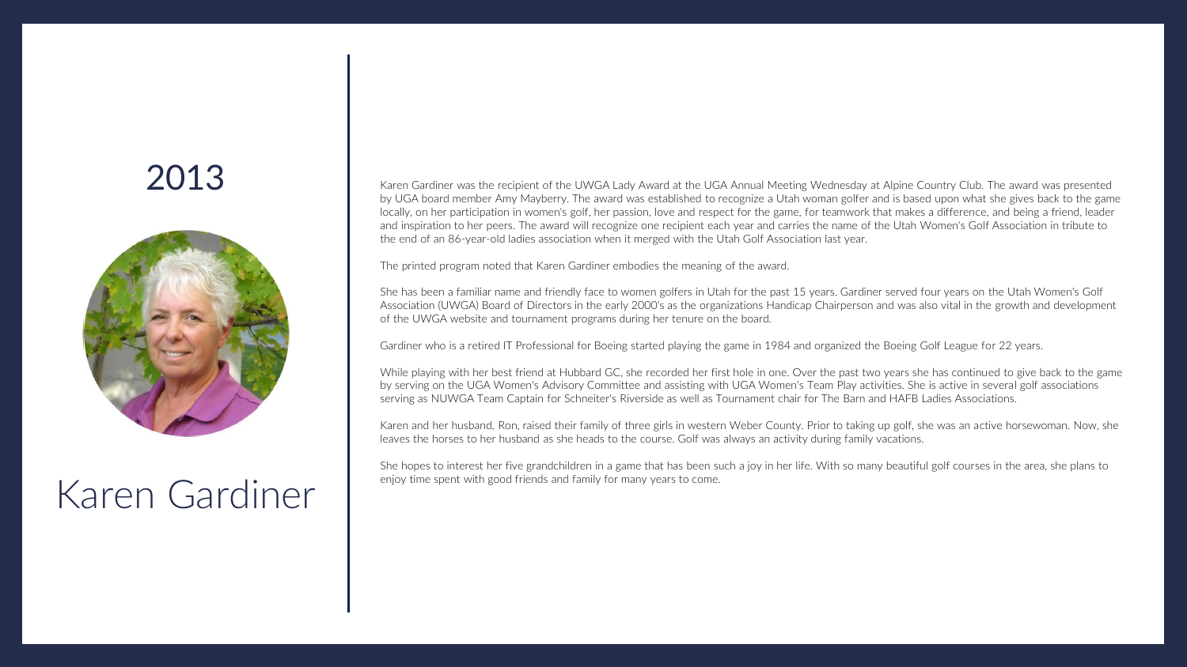## 2013

# Karen Gardiner

Karen Gardiner was the recipient of the UWGA Lady Award at the UGA Annual Meeting Wednesday at Alpine Country Club. The award was presented by UGA board member Amy Mayberry. The award was established to recognize a Utah woman golfer and is based upon what she gives back to the game locally, on her participation in women's golf, her passion, love and respect for the game, for teamwork that makes a difference, and being a friend, leader and inspiration to her peers. The award will recognize one recipient each year and carries the name of the Utah Women's Golf Association in tribute to the end of an 86-year-old ladies association when it merged with the Utah Golf Association last year.

The printed program noted that Karen Gardiner embodies the meaning of the award.

She has been a familiar name and friendly face to women golfers in Utah for the past 15 years. Gardiner served four years on the Utah Women's Golf Association (UWGA) Board of Directors in the early 2000's as the organizations Handicap Chairperson and was also vital in the growth and development of the UWGA website and tournament programs during her tenure on the board.

Gardiner who is a retired IT Professional for Boeing started playing the game in 1984 and organized the Boeing Golf League for 22 years.

While playing with her best friend at Hubbard GC, she recorded her first hole in one. Over the past two years she has continued to give back to the game by serving on the UGA Women's Advisory Committee and assisting with UGA Women's Team Play activities. She is active in several golf associations serving as NUWGA Team Captain for Schneiter's Riverside as well as Tournament chair for The Barn and HAFB Ladies Associations.

Karen and her husband, Ron, raised their family of three girls in western Weber County. Prior to taking up golf, she was an active horsewoman. Now, she leaves the horses to her husband as she heads to the course. Golf was always an activity during family vacations.

She hopes to interest her five grandchildren in a game that has been such a joy in her life. With so many beautiful golf courses in the area, she plans to enjoy time spent with good friends and family for many years to come.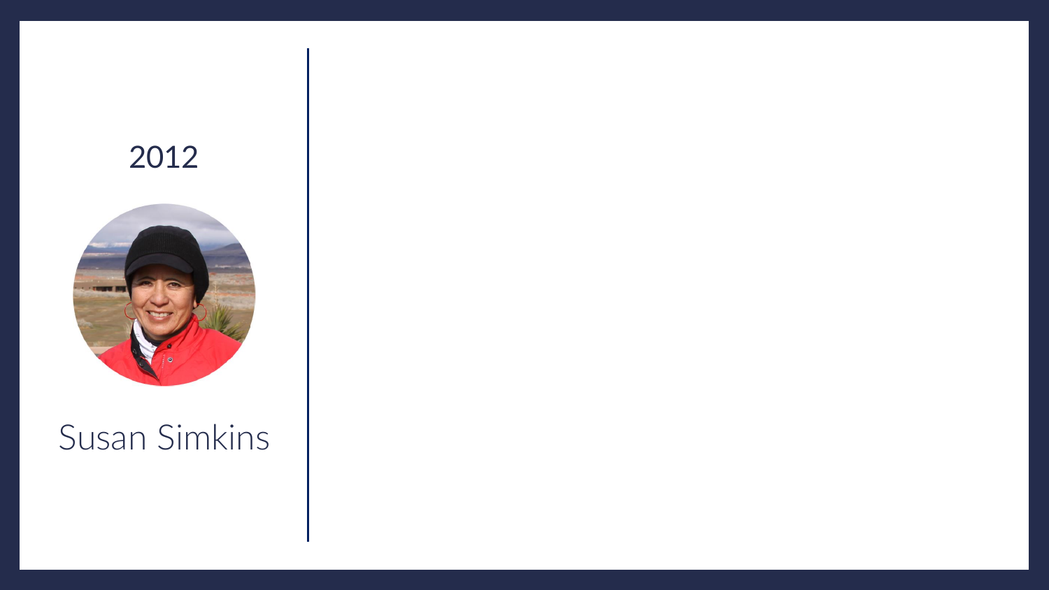2012

Susan Simkins